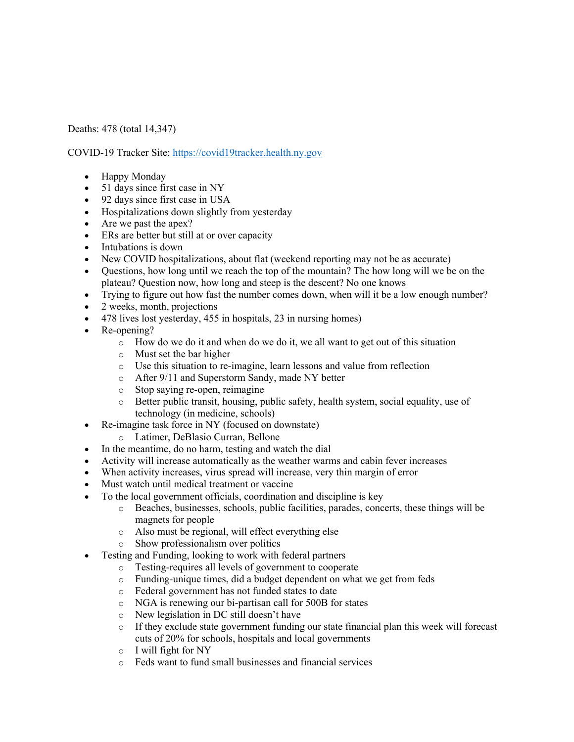Deaths: 478 (total 14,347)

COVID-19 Tracker Site: https://covid19tracker.health.ny.gov

- Happy Monday
- 51 days since first case in NY
- 92 days since first case in USA
- Hospitalizations down slightly from yesterday
- Are we past the apex?
- ERs are better but still at or over capacity
- Intubations is down
- New COVID hospitalizations, about flat (weekend reporting may not be as accurate)
- Questions, how long until we reach the top of the mountain? The how long will we be on the plateau? Question now, how long and steep is the descent? No one knows
- Trying to figure out how fast the number comes down, when will it be a low enough number?
- 2 weeks, month, projections
- 478 lives lost yesterday, 455 in hospitals, 23 in nursing homes)
- Re-opening?
  - How do we do it and when do we do it, we all want to get out of this situation
  - Must set the bar higher
  - Use this situation to re-imagine, learn lessons and value from reflection
  - After 9/11 and Superstorm Sandy, made NY better
  - Stop saying re-open, reimagine
  - Better public transit, housing, public safety, health system, social equality, use of technology (in medicine, schools)
- Re-imagine task force in NY (focused on downstate)
  - Latimer, DeBlasio Curran, Bellone
- In the meantime, do no harm, testing and watch the dial
- Activity will increase automatically as the weather warms and cabin fever increases
- When activity increases, virus spread will increase, very thin margin of error
- Must watch until medical treatment or vaccine
- To the local government officials, coordination and discipline is key
  - Beaches, businesses, schools, public facilities, parades, concerts, these things will be magnets for people
  - Also must be regional, will effect everything else
  - Show professionalism over politics
- Testing and Funding, looking to work with federal partners
  - Testing-requires all levels of government to cooperate
  - Funding-unique times, did a budget dependent on what we get from feds
  - Federal government has not funded states to date
  - NGA is renewing our bi-partisan call for 500B for states
  - New legislation in DC still doesn't have
  - If they exclude state government funding our state financial plan this week will forecast cuts of 20% for schools, hospitals and local governments
  - I will fight for NY
  - Feds want to fund small businesses and financial services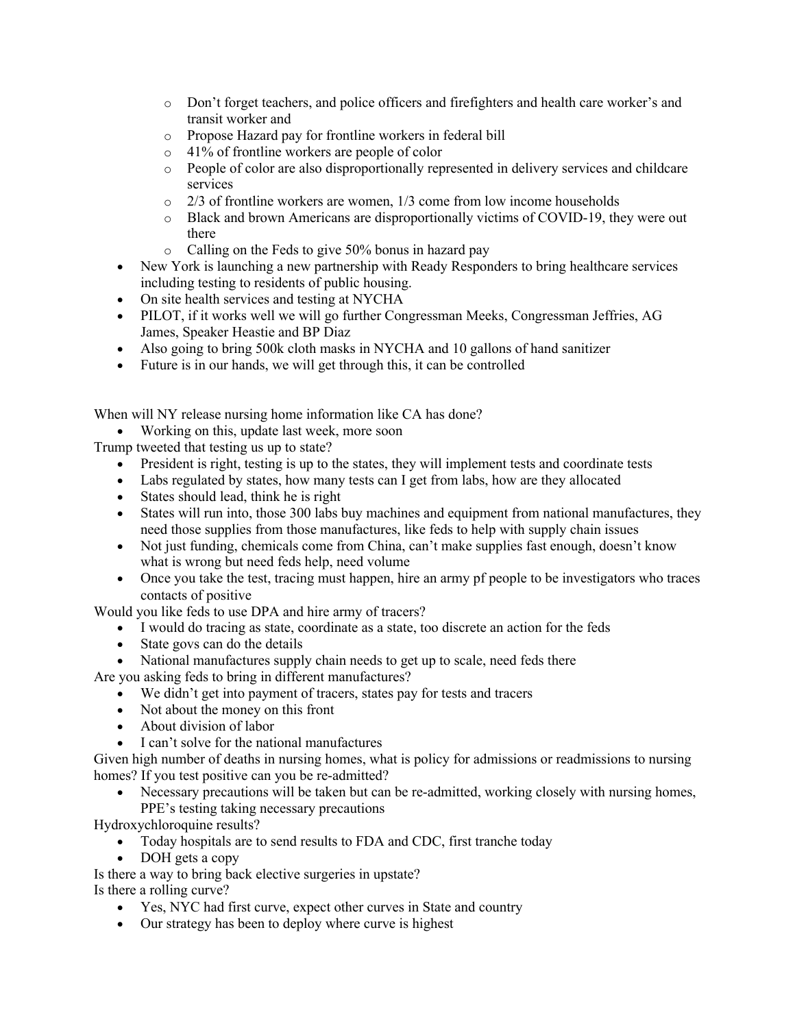- Don't forget teachers, and police officers and firefighters and health care worker's and transit worker and
  - Propose Hazard pay for frontline workers in federal bill
  - 41% of frontline workers are people of color
  - People of color are also disproportionally represented in delivery services and childcare services
  - 2/3 of frontline workers are women, 1/3 come from low income households
  - Black and brown Americans are disproportionally victims of COVID-19, they were out there
  - Calling on the Feds to give 50% bonus in hazard pay
- New York is launching a new partnership with Ready Responders to bring healthcare services including testing to residents of public housing.
- On site health services and testing at NYCHA
- PILOT, if it works well we will go further Congressman Meeks, Congressman Jeffries, AG James, Speaker Heastie and BP Diaz
- Also going to bring 500k cloth masks in NYCHA and 10 gallons of hand sanitizer
- Future is in our hands, we will get through this, it can be controlled

When will NY release nursing home information like CA has done?

- Working on this, update last week, more soon

Trump tweeted that testing us up to state?

- President is right, testing is up to the states, they will implement tests and coordinate tests
- Labs regulated by states, how many tests can I get from labs, how are they allocated
- States should lead, think he is right
- States will run into, those 300 labs buy machines and equipment from national manufactures, they need those supplies from those manufactures, like feds to help with supply chain issues
- Not just funding, chemicals come from China, can't make supplies fast enough, doesn't know what is wrong but need feds help, need volume
- Once you take the test, tracing must happen, hire an army pf people to be investigators who traces contacts of positive

Would you like feds to use DPA and hire army of tracers?

- I would do tracing as state, coordinate as a state, too discrete an action for the feds
- State govs can do the details
- National manufactures supply chain needs to get up to scale, need feds there

Are you asking feds to bring in different manufactures?

- We didn't get into payment of tracers, states pay for tests and tracers
- Not about the money on this front
- About division of labor
- I can't solve for the national manufactures

Given high number of deaths in nursing homes, what is policy for admissions or readmissions to nursing homes? If you test positive can you be re-admitted?

- Necessary precautions will be taken but can be re-admitted, working closely with nursing homes, PPE's testing taking necessary precautions

Hydroxychloroquine results?

- Today hospitals are to send results to FDA and CDC, first tranche today
- DOH gets a copy

Is there a way to bring back elective surgeries in upstate?

Is there a rolling curve?

- Yes, NYC had first curve, expect other curves in State and country
- Our strategy has been to deploy where curve is highest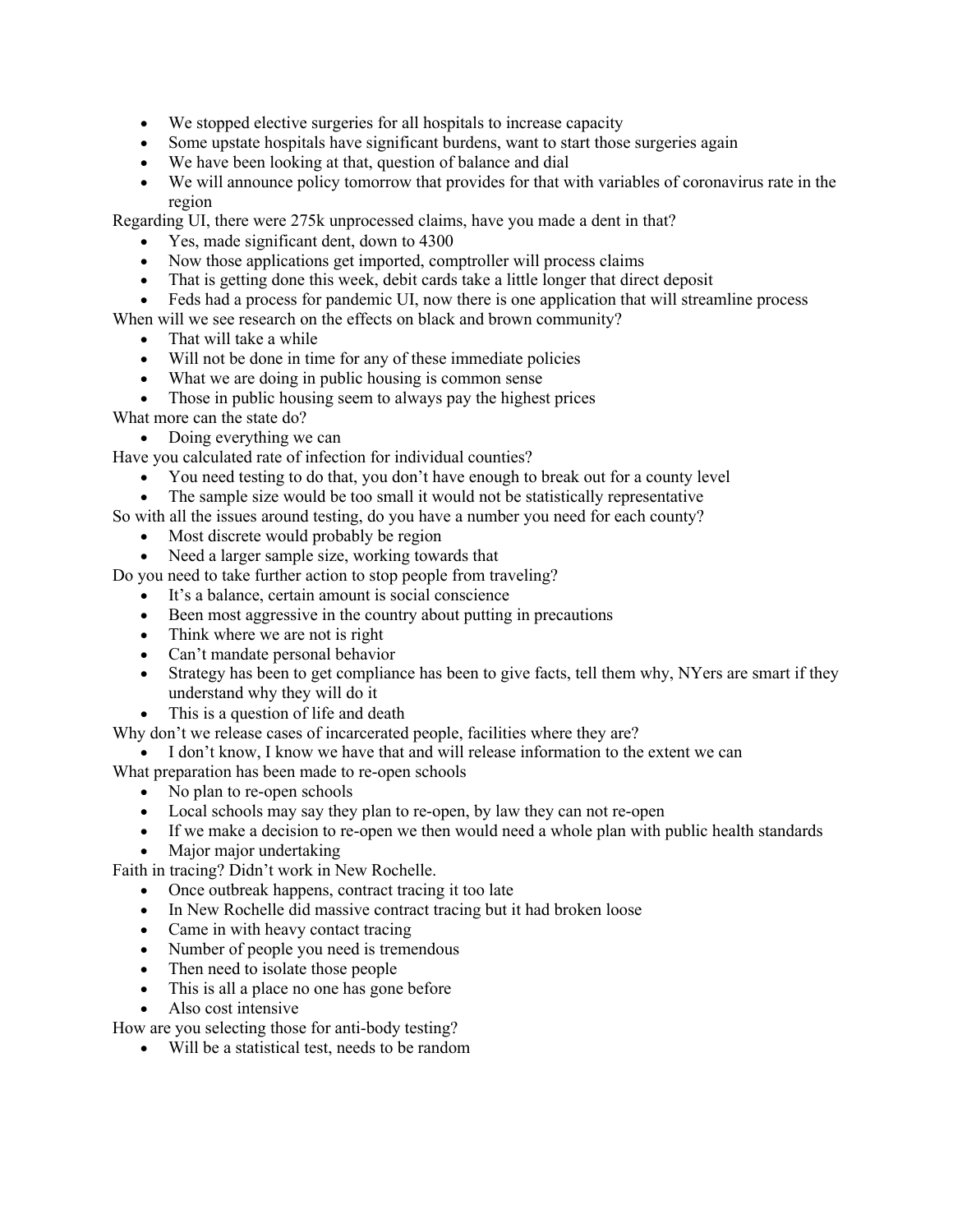- We stopped elective surgeries for all hospitals to increase capacity
- Some upstate hospitals have significant burdens, want to start those surgeries again
- We have been looking at that, question of balance and dial
- We will announce policy tomorrow that provides for that with variables of coronavirus rate in the region

Regarding UI, there were 275k unprocessed claims, have you made a dent in that?

- Yes, made significant dent, down to 4300
- Now those applications get imported, comptroller will process claims
- That is getting done this week, debit cards take a little longer that direct deposit
- Feds had a process for pandemic UI, now there is one application that will streamline process

When will we see research on the effects on black and brown community?

- That will take a while
- Will not be done in time for any of these immediate policies
- What we are doing in public housing is common sense
- Those in public housing seem to always pay the highest prices

What more can the state do?

- Doing everything we can

Have you calculated rate of infection for individual counties?

- You need testing to do that, you don't have enough to break out for a county level
- The sample size would be too small it would not be statistically representative

So with all the issues around testing, do you have a number you need for each county?

- Most discrete would probably be region
- Need a larger sample size, working towards that

Do you need to take further action to stop people from traveling?

- It's a balance, certain amount is social conscience
- Been most aggressive in the country about putting in precautions
- Think where we are not is right
- Can't mandate personal behavior
- Strategy has been to get compliance has been to give facts, tell them why, NYers are smart if they understand why they will do it
- This is a question of life and death

Why don't we release cases of incarcerated people, facilities where they are?

- I don't know, I know we have that and will release information to the extent we can

What preparation has been made to re-open schools

- No plan to re-open schools
- Local schools may say they plan to re-open, by law they can not re-open
- If we make a decision to re-open we then would need a whole plan with public health standards
- Major major undertaking

Faith in tracing? Didn't work in New Rochelle.

- Once outbreak happens, contract tracing it too late
- In New Rochelle did massive contract tracing but it had broken loose
- Came in with heavy contact tracing
- Number of people you need is tremendous
- Then need to isolate those people
- This is all a place no one has gone before
- Also cost intensive

How are you selecting those for anti-body testing?

- Will be a statistical test, needs to be random